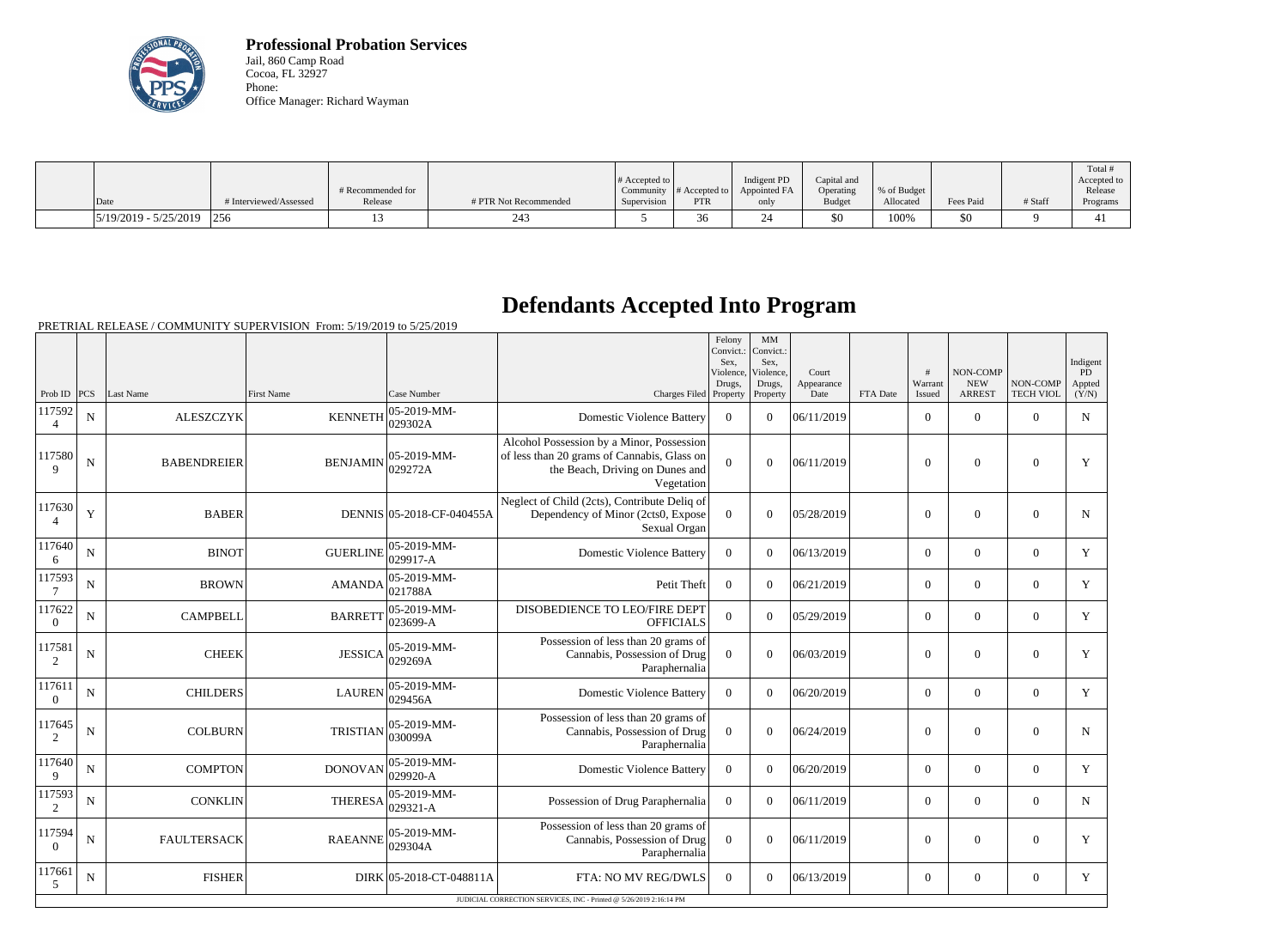**Professional Probation Services**
Jail, 860 Camp Road
Cocoa, FL 32927
Phone:
Office Manager: Richard Wayman

| Date | # Interviewed/Assessed | # Recommended for Release | # PTR Not Recommended | # Accepted to Community Supervision | # Accepted to PTR | Indigent PD Appointed FA only | Capital and Operating Budget | % of Budget Allocated | Fees Paid | # Staff | Total # Accepted to Release Programs |
|---|---|---|---|---|---|---|---|---|---|---|---|
| 5/19/2019 - 5/25/2019 | 256 | 13 | 243 | 5 | 36 | 24 | $0 | 100% | $0 | 9 | 41 |

# Defendants Accepted Into Program

PRETRIAL RELEASE / COMMUNITY SUPERVISION From: 5/19/2019 to 5/25/2019

| Prob ID | PCS | Last Name | First Name | Case Number | Charges Filed | Felony Convict.: Sex, Violence, Drugs, Property | MM Convict.: Sex, Violence, Drugs, Property | Court Appearance Date | FTA Date | # Warrant Issued | NON-COMP NEW ARREST | NON-COMP TECH VIOL | Indigent PD Appted (Y/N) |
|---|---|---|---|---|---|---|---|---|---|---|---|---|---|
| 1175924 | N | ALESZCZYK | KENNETH | 05-2019-MM-029302A | Domestic Violence Battery | 0 | 0 | 06/11/2019 | | 0 | 0 | 0 | N |
| 1175809 | N | BABENDREIER | BENJAMIN | 05-2019-MM-029272A | Alcohol Possession by a Minor, Possession of less than 20 grams of Cannabis, Glass on the Beach, Driving on Dunes and Vegetation | 0 | 0 | 06/11/2019 | | 0 | 0 | 0 | Y |
| 1176304 | Y | BABER | DENNIS | 05-2018-CF-040455A | Neglect of Child (2cts), Contribute Deliq of Dependency of Minor (2cts0, Expose Sexual Organ | 0 | 0 | 05/28/2019 | | 0 | 0 | 0 | N |
| 1176406 | N | BINOT | GUERLINE | 05-2019-MM-029917-A | Domestic Violence Battery | 0 | 0 | 06/13/2019 | | 0 | 0 | 0 | Y |
| 1175937 | N | BROWN | AMANDA | 05-2019-MM-021788A | Petit Theft | 0 | 0 | 06/21/2019 | | 0 | 0 | 0 | Y |
| 1176220 | N | CAMPBELL | BARRETT | 05-2019-MM-023699-A | DISOBEDIENCE TO LEO/FIRE DEPT OFFICIALS | 0 | 0 | 05/29/2019 | | 0 | 0 | 0 | Y |
| 1175812 | N | CHEEK | JESSICA | 05-2019-MM-029269A | Possession of less than 20 grams of Cannabis, Possession of Drug Paraphernalia | 0 | 0 | 06/03/2019 | | 0 | 0 | 0 | Y |
| 1176110 | N | CHILDERS | LAUREN | 05-2019-MM-029456A | Domestic Violence Battery | 0 | 0 | 06/20/2019 | | 0 | 0 | 0 | Y |
| 1176452 | N | COLBURN | TRISTIAN | 05-2019-MM-030099A | Possession of less than 20 grams of Cannabis, Possession of Drug Paraphernalia | 0 | 0 | 06/24/2019 | | 0 | 0 | 0 | N |
| 1176409 | N | COMPTON | DONOVAN | 05-2019-MM-029920-A | Domestic Violence Battery | 0 | 0 | 06/20/2019 | | 0 | 0 | 0 | Y |
| 1175932 | N | CONKLIN | THERESA | 05-2019-MM-029321-A | Possession of Drug Paraphernalia | 0 | 0 | 06/11/2019 | | 0 | 0 | 0 | N |
| 1175940 | N | FAULTERSACK | RAEANNE | 05-2019-MM-029304A | Possession of less than 20 grams of Cannabis, Possession of Drug Paraphernalia | 0 | 0 | 06/11/2019 | | 0 | 0 | 0 | Y |
| 1176615 | N | FISHER | DIRK | 05-2018-CT-048811A | FTA: NO MV REG/DWLS | 0 | 0 | 06/13/2019 | | 0 | 0 | 0 | Y |

JUDICIAL CORRECTION SERVICES, INC - Printed @ 5/26/2019 2:16:14 PM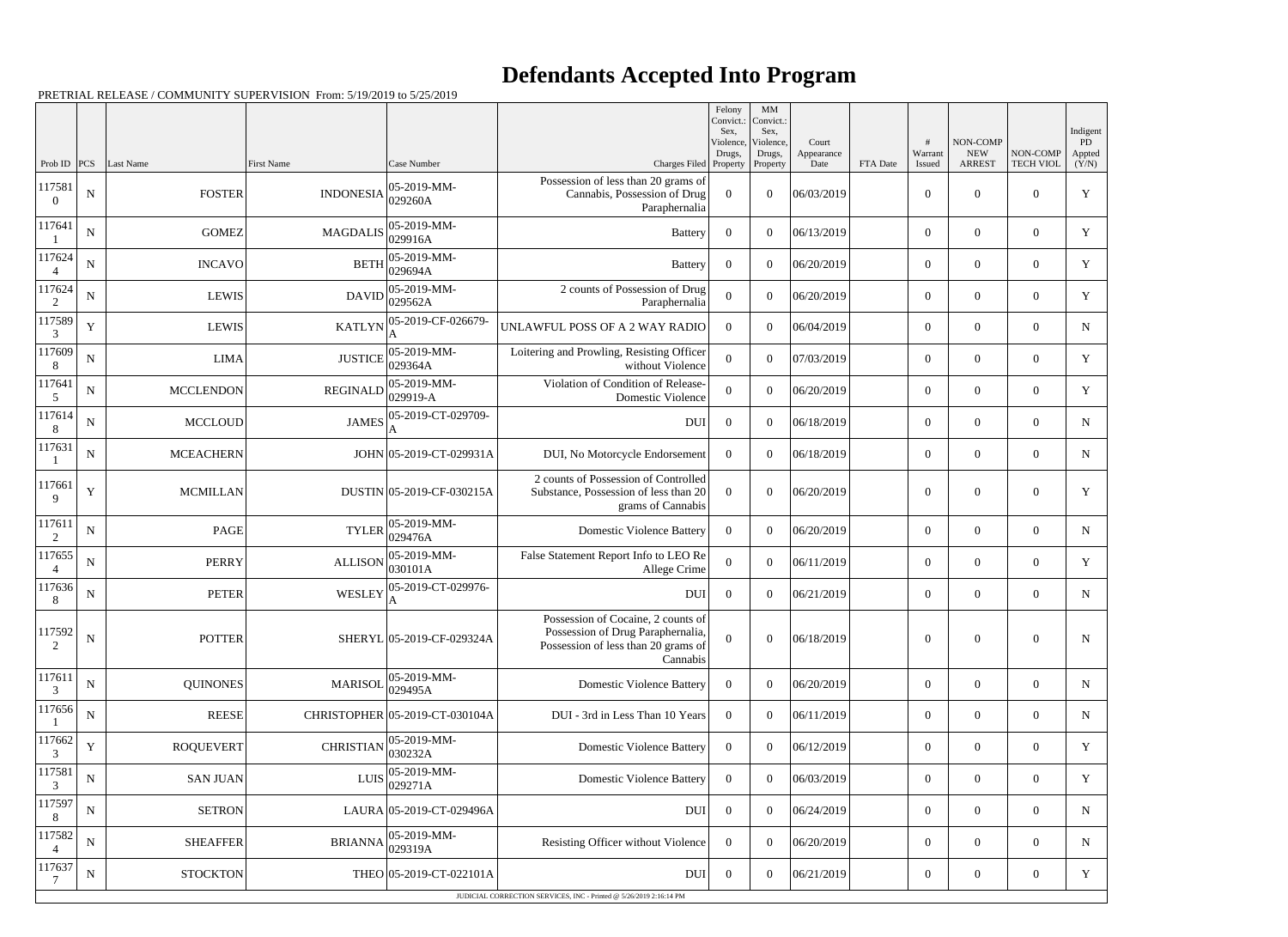# Defendants Accepted Into Program

PRETRIAL RELEASE / COMMUNITY SUPERVISION From: 5/19/2019 to 5/25/2019

| Prob ID | PCS | Last Name | First Name | Case Number | Charges Filed | Felony Convict.: Sex, Violence, Drugs, Property | MM Convict.: Sex, Violence, Drugs, Property | Court Appearance Date | FTA Date | # Warrant Issued | NON-COMP NEW ARREST | NON-COMP TECH VIOL | Indigent PD Appted (Y/N) |
|---|---|---|---|---|---|---|---|---|---|---|---|---|---|
| 1175810 | N | FOSTER | INDONESIA | 05-2019-MM-029260A | Possession of less than 20 grams of Cannabis, Possession of Drug Paraphernalia | 0 | 0 | 06/03/2019 | | 0 | 0 | 0 | Y |
| 1176411 | N | GOMEZ | MAGDALIS | 05-2019-MM-029916A | Battery | 0 | 0 | 06/13/2019 | | 0 | 0 | 0 | Y |
| 1176244 | N | INCAVO | BETH | 05-2019-MM-029694A | Battery | 0 | 0 | 06/20/2019 | | 0 | 0 | 0 | Y |
| 1176242 | N | LEWIS | DAVID | 05-2019-MM-029562A | 2 counts of Possession of Drug Paraphernalia | 0 | 0 | 06/20/2019 | | 0 | 0 | 0 | Y |
| 1175893 | Y | LEWIS | KATLYN | 05-2019-CF-026679-A | UNLAWFUL POSS OF A 2 WAY RADIO | 0 | 0 | 06/04/2019 | | 0 | 0 | 0 | N |
| 1176098 | N | LIMA | JUSTICE | 05-2019-MM-029364A | Loitering and Prowling, Resisting Officer without Violence | 0 | 0 | 07/03/2019 | | 0 | 0 | 0 | Y |
| 1176415 | N | MCCLENDON | REGINALD | 05-2019-MM-029919-A | Violation of Condition of Release-Domestic Violence | 0 | 0 | 06/20/2019 | | 0 | 0 | 0 | Y |
| 1176148 | N | MCCLOUD | JAMES | 05-2019-CT-029709-A | DUI | 0 | 0 | 06/18/2019 | | 0 | 0 | 0 | N |
| 1176311 | N | MCEACHERN | JOHN | 05-2019-CT-029931A | DUI, No Motorcycle Endorsement | 0 | 0 | 06/18/2019 | | 0 | 0 | 0 | N |
| 1176619 | Y | MCMILLAN | DUSTIN | 05-2019-CF-030215A | 2 counts of Possession of Controlled Substance, Possession of less than 20 grams of Cannabis | 0 | 0 | 06/20/2019 | | 0 | 0 | 0 | Y |
| 1176112 | N | PAGE | TYLER | 05-2019-MM-029476A | Domestic Violence Battery | 0 | 0 | 06/20/2019 | | 0 | 0 | 0 | N |
| 1176554 | N | PERRY | ALLISON | 05-2019-MM-030101A | False Statement Report Info to LEO Re Allege Crime | 0 | 0 | 06/11/2019 | | 0 | 0 | 0 | Y |
| 1176368 | N | PETER | WESLEY | 05-2019-CT-029976-A | DUI | 0 | 0 | 06/21/2019 | | 0 | 0 | 0 | N |
| 1175922 | N | POTTER | SHERYL | 05-2019-CF-029324A | Possession of Cocaine, 2 counts of Possession of Drug Paraphernalia, Possession of less than 20 grams of Cannabis | 0 | 0 | 06/18/2019 | | 0 | 0 | 0 | N |
| 1176113 | N | QUINONES | MARISOL | 05-2019-MM-029495A | Domestic Violence Battery | 0 | 0 | 06/20/2019 | | 0 | 0 | 0 | N |
| 1176561 | N | REESE | CHRISTOPHER | 05-2019-CT-030104A | DUI - 3rd in Less Than 10 Years | 0 | 0 | 06/11/2019 | | 0 | 0 | 0 | N |
| 1176623 | Y | ROQUEVERT | CHRISTIAN | 05-2019-MM-030232A | Domestic Violence Battery | 0 | 0 | 06/12/2019 | | 0 | 0 | 0 | Y |
| 1175813 | N | SAN JUAN | LUIS | 05-2019-MM-029271A | Domestic Violence Battery | 0 | 0 | 06/03/2019 | | 0 | 0 | 0 | Y |
| 1175978 | N | SETRON | LAURA | 05-2019-CT-029496A | DUI | 0 | 0 | 06/24/2019 | | 0 | 0 | 0 | N |
| 1175824 | N | SHEAFFER | BRIANNA | 05-2019-MM-029319A | Resisting Officer without Violence | 0 | 0 | 06/20/2019 | | 0 | 0 | 0 | N |
| 1176377 | N | STOCKTON | THEO | 05-2019-CT-022101A | DUI | 0 | 0 | 06/21/2019 | | 0 | 0 | 0 | Y |

JUDICIAL CORRECTION SERVICES, INC - Printed @ 5/26/2019 2:16:14 PM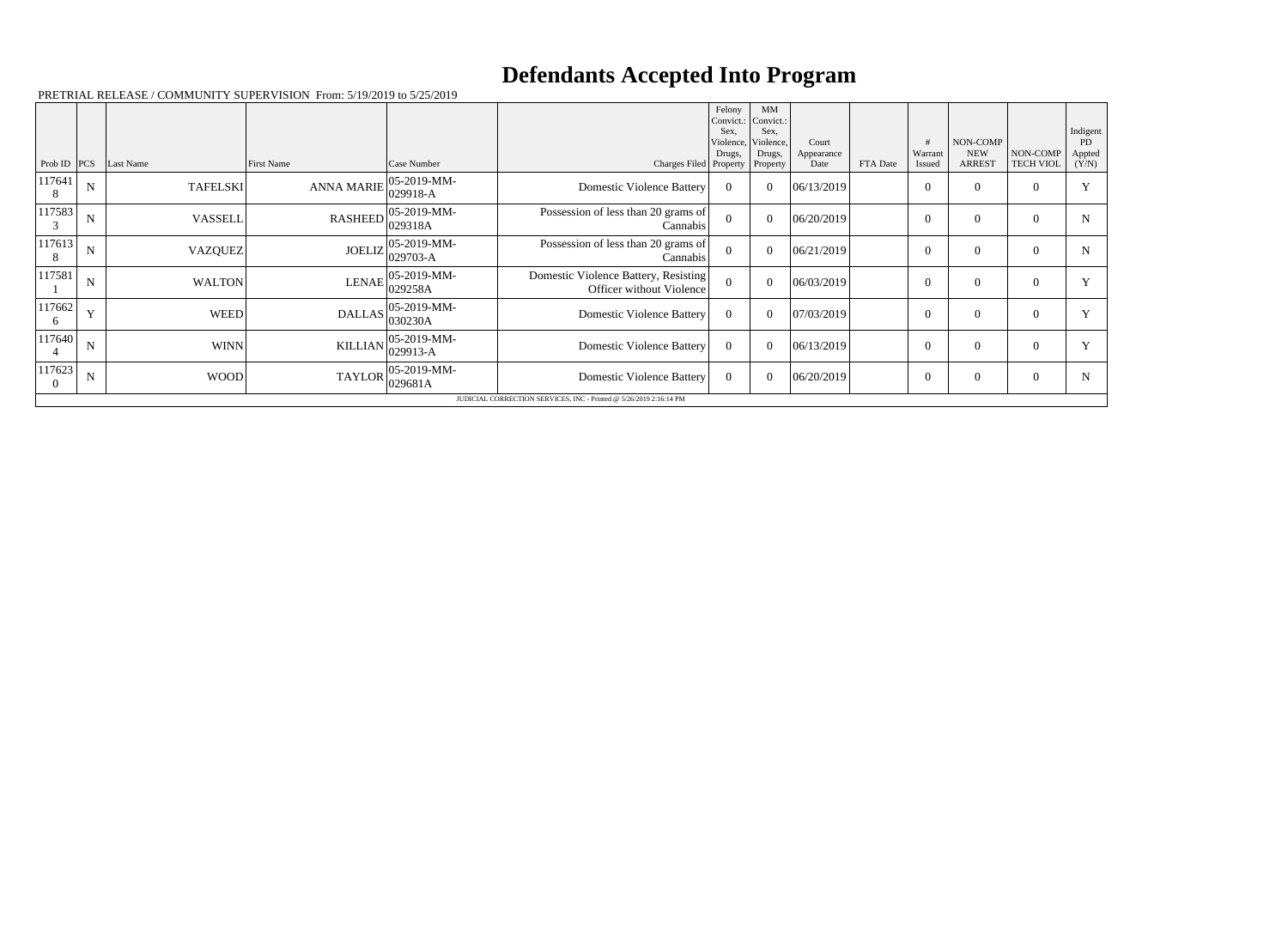# Defendants Accepted Into Program

PRETRIAL RELEASE / COMMUNITY SUPERVISION From: 5/19/2019 to 5/25/2019

| Prob ID | PCS | Last Name | First Name | Case Number | Charges Filed | Felony Convict.: Sex, Violence, Drugs, Property | MM Convict.: Sex, Violence, Drugs, Property | Court Appearance Date | FTA Date | # Warrant Issued | NON-COMP NEW ARREST | NON-COMP TECH VIOL | Indigent PD Appted (Y/N) |
|---|---|---|---|---|---|---|---|---|---|---|---|---|---|
| 1176418 | N | TAFELSKI | ANNA MARIE | 05-2019-MM-029918-A | Domestic Violence Battery | 0 | 0 | 06/13/2019 | | 0 | 0 | 0 | Y |
| 1175833 | N | VASSELL | RASHEED | 05-2019-MM-029318A | Possession of less than 20 grams of Cannabis | 0 | 0 | 06/20/2019 | | 0 | 0 | 0 | N |
| 1176138 | N | VAZQUEZ | JOELIZ | 05-2019-MM-029703-A | Possession of less than 20 grams of Cannabis | 0 | 0 | 06/21/2019 | | 0 | 0 | 0 | N |
| 1175811 | N | WALTON | LENAE | 05-2019-MM-029258A | Domestic Violence Battery, Resisting Officer without Violence | 0 | 0 | 06/03/2019 | | 0 | 0 | 0 | Y |
| 1176626 | Y | WEED | DALLAS | 05-2019-MM-030230A | Domestic Violence Battery | 0 | 0 | 07/03/2019 | | 0 | 0 | 0 | Y |
| 1176404 | N | WINN | KILLIAN | 05-2019-MM-029913-A | Domestic Violence Battery | 0 | 0 | 06/13/2019 | | 0 | 0 | 0 | Y |
| 1176230 | N | WOOD | TAYLOR | 05-2019-MM-029681A | Domestic Violence Battery | 0 | 0 | 06/20/2019 | | 0 | 0 | 0 | N |

JUDICIAL CORRECTION SERVICES, INC - Printed @ 5/26/2019 2:16:14 PM